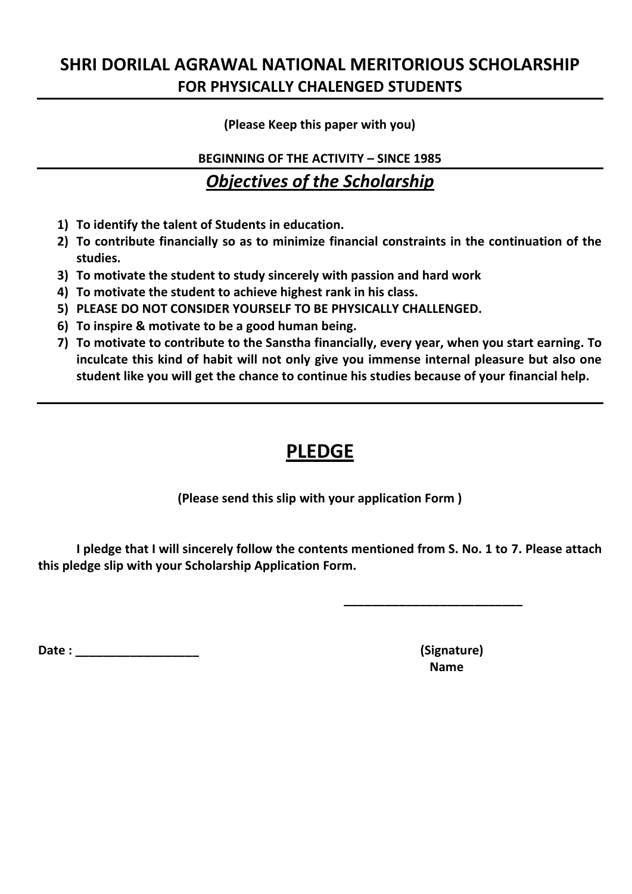# SHRI DORILAL AGRAWAL NATIONAL MERITORIOUS SCHOLARSHIP

## FOR PHYSICALLY CHALENGED STUDENTS

**(Please Keep this paper with you)**

**BEGINNING OF THE ACTIVITY – SINCE 1985**

## ***Objectives of the Scholarship***

1) **To identify the talent of Students in education.**
2) **To contribute financially so as to minimize financial constraints in the continuation of the studies.**
3) **To motivate the student to study sincerely with passion and hard work**
4) **To motivate the student to achieve highest rank in his class.**
5) **PLEASE DO NOT CONSIDER YOURSELF TO BE PHYSICALLY CHALLENGED.**
6) **To inspire & motivate to be a good human being.**
7) **To motivate to contribute to the Sanstha financially, every year, when you start earning. To inculcate this kind of habit will not only give you immense internal pleasure but also one student like you will get the chance to continue his studies because of your financial help.**

---

# PLEDGE

**(Please send this slip with your application Form )**

**I pledge that I will sincerely follow the contents mentioned from S. No. 1 to 7. Please attach this pledge slip with your Scholarship Application Form.**

___________________________

**Date : __________________**

**(Signature)**
**Name**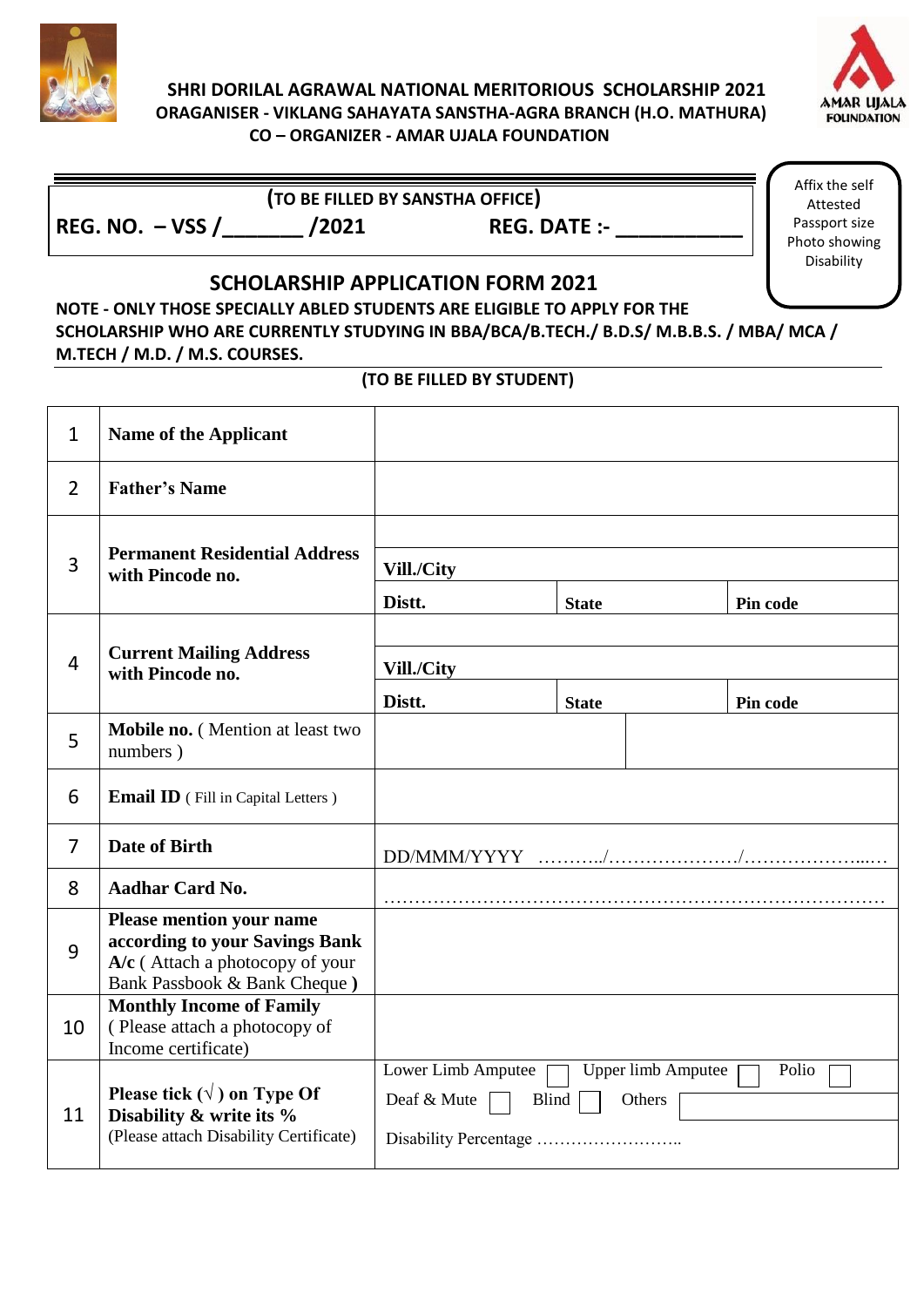**SHRI DORILAL AGRAWAL NATIONAL MERITORIOUS SCHOLARSHIP 2021**
**ORAGANISER - VIKLANG SAHAYATA SANSTHA-AGRA BRANCH (H.O. MATHURA)**
**CO – ORGANIZER - AMAR UJALA FOUNDATION**

Affix the self Attested Passport size Photo showing Disability

**(TO BE FILLED BY SANSTHA OFFICE)**

**REG. NO. – VSS /_______ /2021** **REG. DATE :- ___________**

## SCHOLARSHIP APPLICATION FORM 2021

**NOTE - ONLY THOSE SPECIALLY ABLED STUDENTS ARE ELIGIBLE TO APPLY FOR THE SCHOLARSHIP WHO ARE CURRENTLY STUDYING IN BBA/BCA/B.TECH./ B.D.S/ M.B.B.S. / MBA/ MCA / M.TECH / M.D. / M.S. COURSES.**

**(TO BE FILLED BY STUDENT)**

| | | | | |
|---|---|---|---|---|
| 1 | **Name of the Applicant** | | | |
| 2 | **Father's Name** | | | |
| 3 | **Permanent Residential Address with Pincode no.** | | | |
| | | **Vill./City** | | |
| | | **Distt.** | **State** | **Pin code** |
| 4 | **Current Mailing Address with Pincode no.** | | | |
| | | **Vill./City** | | |
| | | **Distt.** | **State** | **Pin code** |
| 5 | **Mobile no.** ( Mention at least two numbers ) | | | |
| 6 | **Email ID** ( Fill in Capital Letters ) | | | |
| 7 | **Date of Birth** | DD/MMM/YYYY ………../…………………/………………...… | | |
| 8 | **Aadhar Card No.** | ……………………………………………………………………… | | |
| 9 | **Please mention your name according to your Savings Bank A/c** ( Attach a photocopy of your Bank Passbook & Bank Cheque **)** | | | |
| 10 | **Monthly Income of Family** ( Please attach a photocopy of Income certificate) | | | |
| 11 | **Please tick (√ ) on Type Of Disability & write its %** (Please attach Disability Certificate) | Lower Limb Amputee ☐ Upper limb Amputee ☐ Polio ☐ | | |
| | | Deaf & Mute ☐ Blind ☐ Others | | |
| | | Disability Percentage …………………….. | | |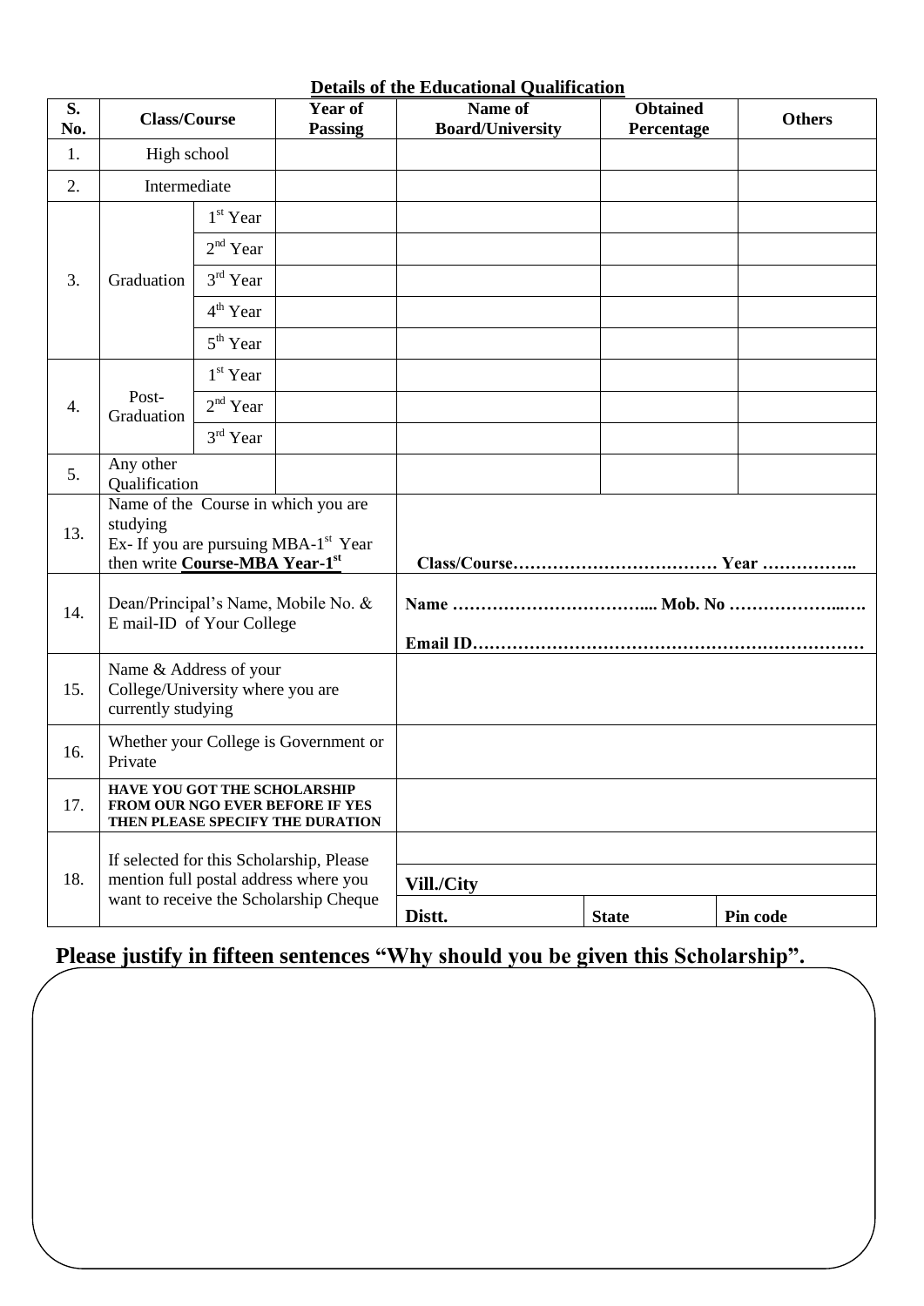## Details of the Educational Qualification

| S. No. | Class/Course | | Year of Passing | Name of Board/University | Obtained Percentage | Others |
|---|---|---|---|---|---|---|
| 1. | High school | | | | | |
| 2. | Intermediate | | | | | |
| 3. | Graduation | 1st Year | | | | |
| | | 2nd Year | | | | |
| | | 3rd Year | | | | |
| | | 4th Year | | | | |
| | | 5th Year | | | | |
| 4. | Post-Graduation | 1st Year | | | | |
| | | 2nd Year | | | | |
| | | 3rd Year | | | | |
| 5. | Any other Qualification | | | | | |

| | | | | |
|---|---|---|---|---|
| 13. | Name of the Course in which you are studying<br>Ex- If you are pursuing MBA-1st Year then write **Course-MBA Year-1st** | **Class/Course……………………………… Year ……………..** | | |
| 14. | Dean/Principal's Name, Mobile No. & E mail-ID of Your College | **Name …………………………….... Mob. No ………………...….**<br>**Email ID……………………………………………………………** | | |
| 15. | Name & Address of your College/University where you are currently studying | | | |
| 16. | Whether your College is Government or Private | | | |
| 17. | HAVE YOU GOT THE SCHOLARSHIP FROM OUR NGO EVER BEFORE IF YES THEN PLEASE SPECIFY THE DURATION | | | |
| 18. | If selected for this Scholarship, Please mention full postal address where you want to receive the Scholarship Cheque | | | |
| | | **Vill./City** | | |
| | | **Distt.** | **State** | **Pin code** |

## Please justify in fifteen sentences "Why should you be given this Scholarship".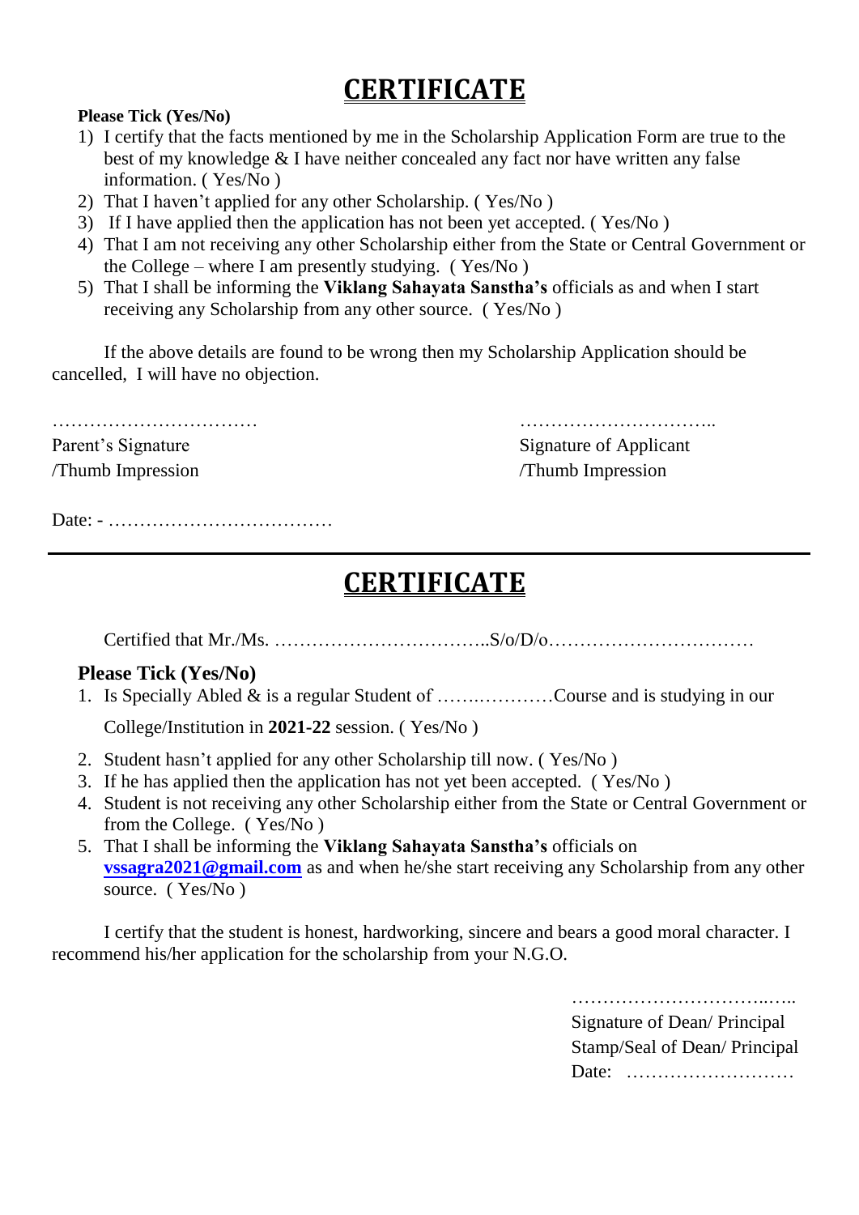# CERTIFICATE

**Please Tick (Yes/No)**

1) I certify that the facts mentioned by me in the Scholarship Application Form are true to the best of my knowledge & I have neither concealed any fact nor have written any false information. ( Yes/No )
2) That I haven't applied for any other Scholarship. ( Yes/No )
3) If I have applied then the application has not been yet accepted. ( Yes/No )
4) That I am not receiving any other Scholarship either from the State or Central Government or the College – where I am presently studying. ( Yes/No )
5) That I shall be informing the **Viklang Sahayata Sanstha's** officials as and when I start receiving any Scholarship from any other source. ( Yes/No )

If the above details are found to be wrong then my Scholarship Application should be cancelled, I will have no objection.

……………………………

Parent's Signature /Thumb Impression

…………………………..

Signature of Applicant /Thumb Impression

Date: - ………………………………

---

# CERTIFICATE

Certified that Mr./Ms. ……………………………..S/o/D/o……………………………

**Please Tick (Yes/No)**

1. Is Specially Abled & is a regular Student of …….…………Course and is studying in our College/Institution in **2021-22** session. ( Yes/No )
2. Student hasn't applied for any other Scholarship till now. ( Yes/No )
3. If he has applied then the application has not yet been accepted. ( Yes/No )
4. Student is not receiving any other Scholarship either from the State or Central Government or from the College. ( Yes/No )
5. That I shall be informing the **Viklang Sahayata Sanstha's** officials on **vssagra2021@gmail.com** as and when he/she start receiving any Scholarship from any other source. ( Yes/No )

I certify that the student is honest, hardworking, sincere and bears a good moral character. I recommend his/her application for the scholarship from your N.G.O.

……………………………..…..

Signature of Dean/ Principal

Stamp/Seal of Dean/ Principal

Date: ………………………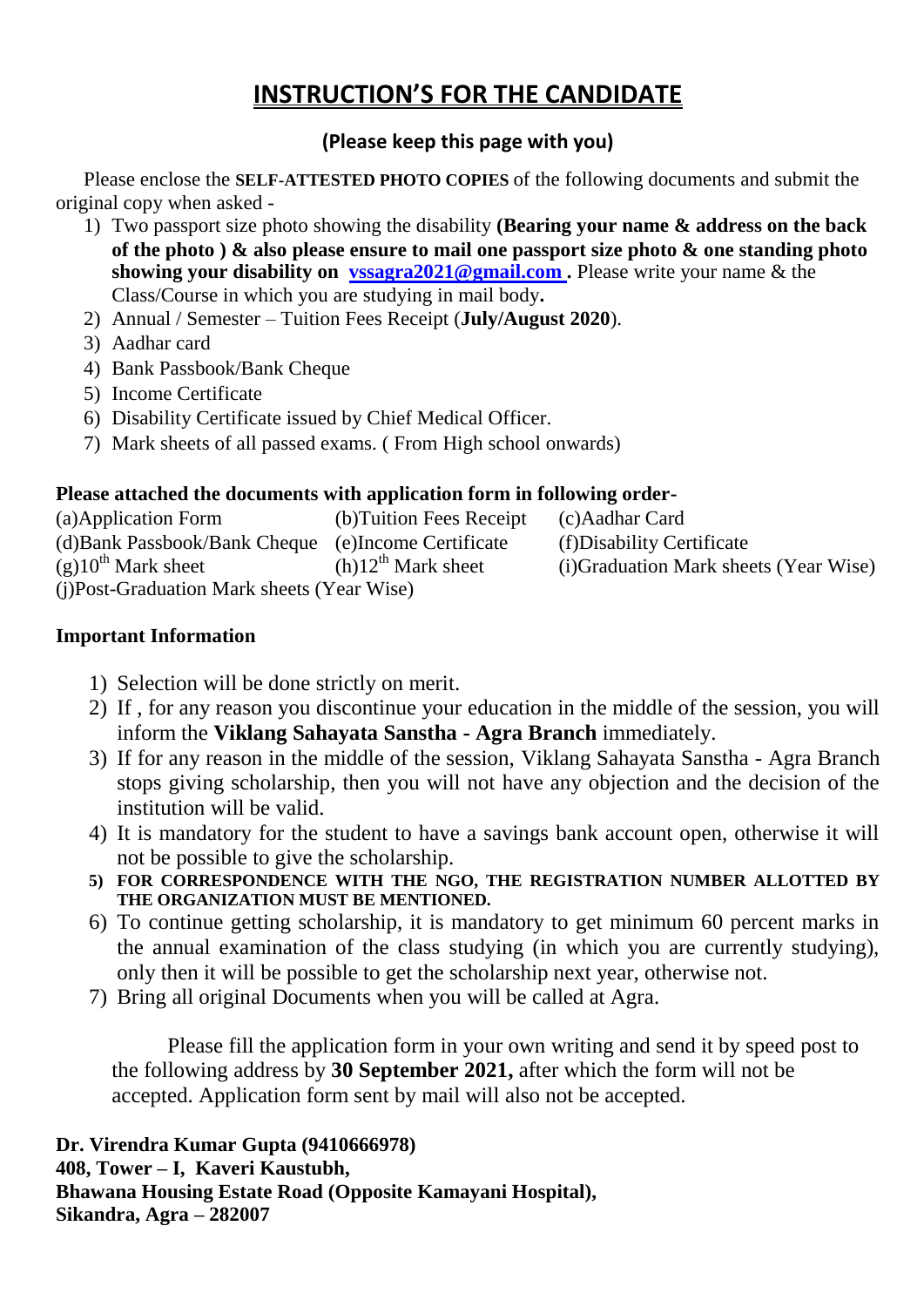# INSTRUCTION'S FOR THE CANDIDATE

**(Please keep this page with you)**

Please enclose the **SELF-ATTESTED PHOTO COPIES** of the following documents and submit the original copy when asked -

1) Two passport size photo showing the disability **(Bearing your name & address on the back of the photo ) & also please ensure to mail one passport size photo & one standing photo showing your disability on vssagra2021@gmail.com .** Please write your name & the Class/Course in which you are studying in mail body**.**
2) Annual / Semester – Tuition Fees Receipt (**July/August 2020**).
3) Aadhar card
4) Bank Passbook/Bank Cheque
5) Income Certificate
6) Disability Certificate issued by Chief Medical Officer.
7) Mark sheets of all passed exams. ( From High school onwards)

**Please attached the documents with application form in following order-**

(a)Application Form (b)Tuition Fees Receipt (c)Aadhar Card
(d)Bank Passbook/Bank Cheque (e)Income Certificate (f)Disability Certificate
(g)10th Mark sheet (h)12th Mark sheet (i)Graduation Mark sheets (Year Wise)
(j)Post-Graduation Mark sheets (Year Wise)

**Important Information**

1) Selection will be done strictly on merit.
2) If , for any reason you discontinue your education in the middle of the session, you will inform the **Viklang Sahayata Sanstha - Agra Branch** immediately.
3) If for any reason in the middle of the session, Viklang Sahayata Sanstha - Agra Branch stops giving scholarship, then you will not have any objection and the decision of the institution will be valid.
4) It is mandatory for the student to have a savings bank account open, otherwise it will not be possible to give the scholarship.
5) **FOR CORRESPONDENCE WITH THE NGO, THE REGISTRATION NUMBER ALLOTTED BY THE ORGANIZATION MUST BE MENTIONED.**
6) To continue getting scholarship, it is mandatory to get minimum 60 percent marks in the annual examination of the class studying (in which you are currently studying), only then it will be possible to get the scholarship next year, otherwise not.
7) Bring all original Documents when you will be called at Agra.

Please fill the application form in your own writing and send it by speed post to the following address by **30 September 2021,** after which the form will not be accepted. Application form sent by mail will also not be accepted.

**Dr. Virendra Kumar Gupta (9410666978)**
**408, Tower – I, Kaveri Kaustubh,**
**Bhawana Housing Estate Road (Opposite Kamayani Hospital),**
**Sikandra, Agra – 282007**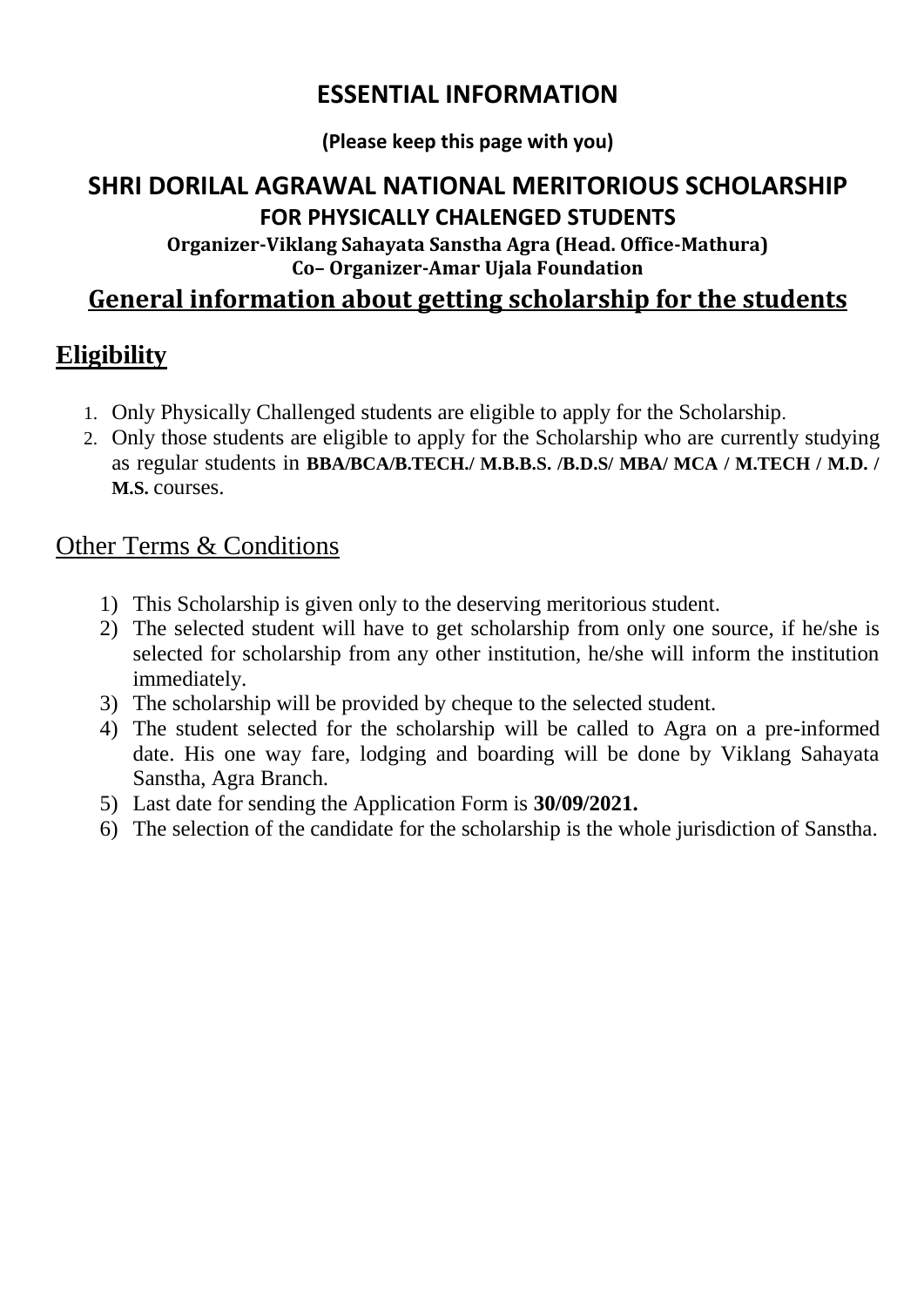# ESSENTIAL INFORMATION

**(Please keep this page with you)**

## SHRI DORILAL AGRAWAL NATIONAL MERITORIOUS SCHOLARSHIP

### FOR PHYSICALLY CHALENGED STUDENTS

**Organizer-Viklang Sahayata Sanstha Agra (Head. Office-Mathura)**
**Co– Organizer-Amar Ujala Foundation**

## General information about getting scholarship for the students

## Eligibility

1. Only Physically Challenged students are eligible to apply for the Scholarship.
2. Only those students are eligible to apply for the Scholarship who are currently studying as regular students in **BBA/BCA/B.TECH./ M.B.B.S. /B.D.S/ MBA/ MCA / M.TECH / M.D. / M.S.** courses.

## Other Terms & Conditions

1) This Scholarship is given only to the deserving meritorious student.
2) The selected student will have to get scholarship from only one source, if he/she is selected for scholarship from any other institution, he/she will inform the institution immediately.
3) The scholarship will be provided by cheque to the selected student.
4) The student selected for the scholarship will be called to Agra on a pre-informed date. His one way fare, lodging and boarding will be done by Viklang Sahayata Sanstha, Agra Branch.
5) Last date for sending the Application Form is **30/09/2021.**
6) The selection of the candidate for the scholarship is the whole jurisdiction of Sanstha.